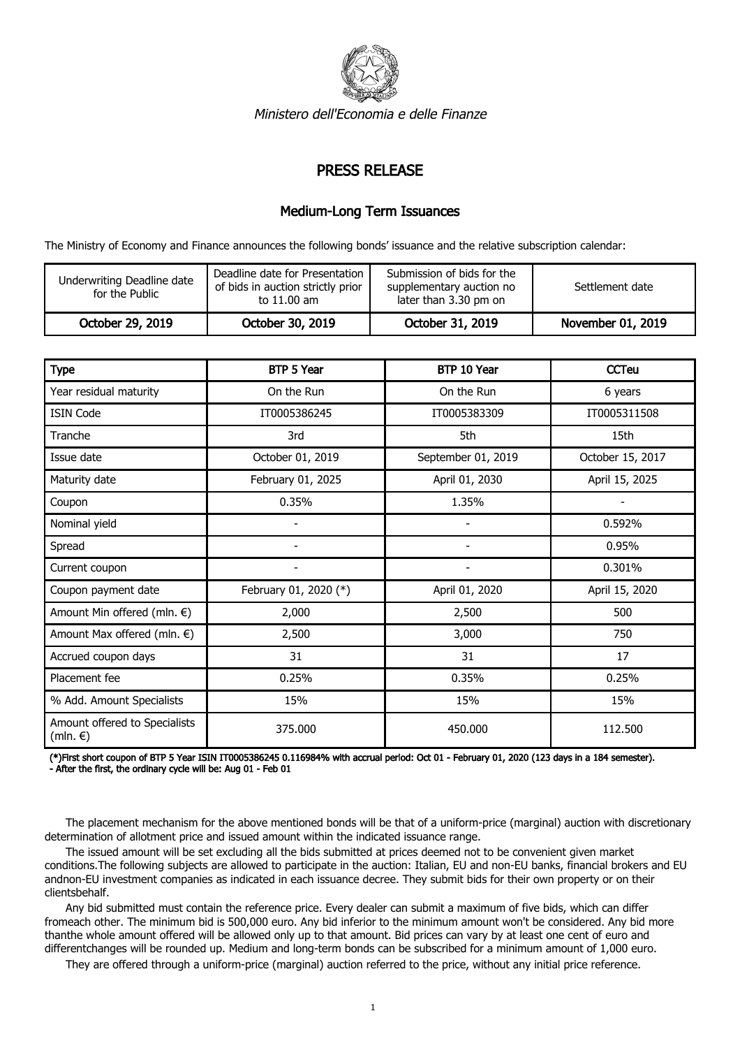*Ministero dell'Economia e delle Finanze*

# PRESS RELEASE

## Medium-Long Term Issuances

The Ministry of Economy and Finance announces the following bonds' issuance and the relative subscription calendar:

| Underwriting Deadline date for the Public | Deadline date for Presentation of bids in auction strictly prior to 11.00 am | Submission of bids for the supplementary auction no later than 3.30 pm on | Settlement date |
|---|---|---|---|
| **October 29, 2019** | **October 30, 2019** | **October 31, 2019** | **November 01, 2019** |

| **Type** | **BTP 5 Year** | **BTP 10 Year** | **CCTeu** |
|---|---|---|---|
| Year residual maturity | On the Run | On the Run | 6 years |
| ISIN Code | IT0005386245 | IT0005383309 | IT0005311508 |
| Tranche | 3rd | 5th | 15th |
| Issue date | October 01, 2019 | September 01, 2019 | October 15, 2017 |
| Maturity date | February 01, 2025 | April 01, 2030 | April 15, 2025 |
| Coupon | 0.35% | 1.35% | - |
| Nominal yield | - | - | 0.592% |
| Spread | - | - | 0.95% |
| Current coupon | - | - | 0.301% |
| Coupon payment date | February 01, 2020 (*) | April 01, 2020 | April 15, 2020 |
| Amount Min offered (mln. €) | 2,000 | 2,500 | 500 |
| Amount Max offered (mln. €) | 2,500 | 3,000 | 750 |
| Accrued coupon days | 31 | 31 | 17 |
| Placement fee | 0.25% | 0.35% | 0.25% |
| % Add. Amount Specialists | 15% | 15% | 15% |
| Amount offered to Specialists (mln. €) | 375.000 | 450.000 | 112.500 |

**(*)First short coupon of BTP 5 Year ISIN IT0005386245 0.116984% with accrual period: Oct 01 - February 01, 2020 (123 days in a 184 semester).**
**- After the first, the ordinary cycle will be: Aug 01 - Feb 01**

The placement mechanism for the above mentioned bonds will be that of a uniform-price (marginal) auction with discretionary determination of allotment price and issued amount within the indicated issuance range.

The issued amount will be set excluding all the bids submitted at prices deemed not to be convenient given market conditions.The following subjects are allowed to participate in the auction: Italian, EU and non-EU banks, financial brokers and EU andnon-EU investment companies as indicated in each issuance decree. They submit bids for their own property or on their clientsbehalf.

Any bid submitted must contain the reference price. Every dealer can submit a maximum of five bids, which can differ fromeach other. The minimum bid is 500,000 euro. Any bid inferior to the minimum amount won't be considered. Any bid more thanthe whole amount offered will be allowed only up to that amount. Bid prices can vary by at least one cent of euro and differentchanges will be rounded up. Medium and long-term bonds can be subscribed for a minimum amount of 1,000 euro.

They are offered through a uniform-price (marginal) auction referred to the price, without any initial price reference.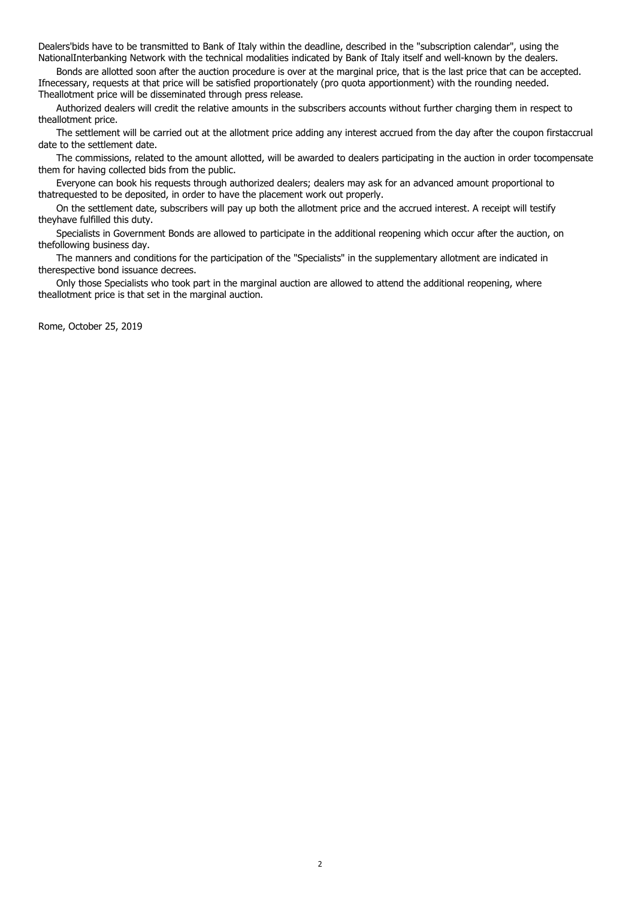Dealers'bids have to be transmitted to Bank of Italy within the deadline, described in the "subscription calendar", using the NationalInterbanking Network with the technical modalities indicated by Bank of Italy itself and well-known by the dealers.

Bonds are allotted soon after the auction procedure is over at the marginal price, that is the last price that can be accepted. Ifnecessary, requests at that price will be satisfied proportionately (pro quota apportionment) with the rounding needed. Theallotment price will be disseminated through press release.

Authorized dealers will credit the relative amounts in the subscribers accounts without further charging them in respect to theallotment price.

The settlement will be carried out at the allotment price adding any interest accrued from the day after the coupon firstaccrual date to the settlement date.

The commissions, related to the amount allotted, will be awarded to dealers participating in the auction in order tocompensate them for having collected bids from the public.

Everyone can book his requests through authorized dealers; dealers may ask for an advanced amount proportional to thatrequested to be deposited, in order to have the placement work out properly.

On the settlement date, subscribers will pay up both the allotment price and the accrued interest. A receipt will testify theyhave fulfilled this duty.

Specialists in Government Bonds are allowed to participate in the additional reopening which occur after the auction, on thefollowing business day.

The manners and conditions for the participation of the "Specialists" in the supplementary allotment are indicated in therespective bond issuance decrees.

Only those Specialists who took part in the marginal auction are allowed to attend the additional reopening, where theallotment price is that set in the marginal auction.

Rome, October 25, 2019